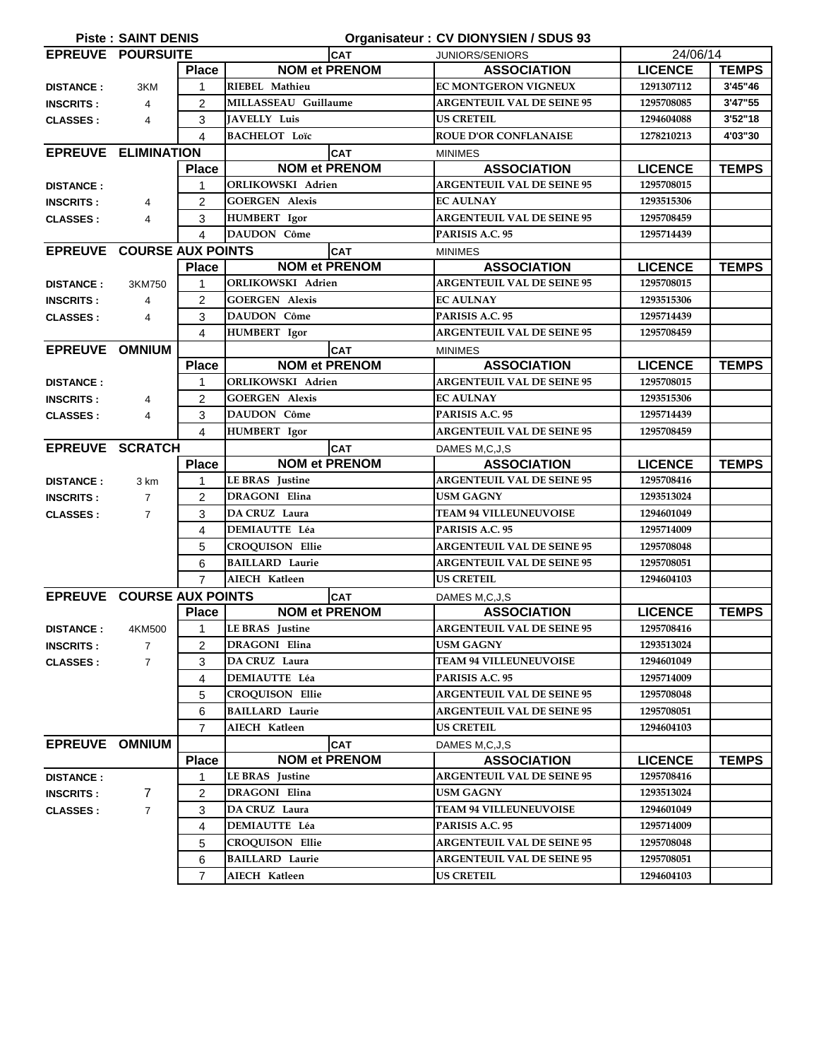**Piste : SAINT DENIS** **Organisateur : CV DIONYSIEN / SDUS 93**

| EPREUVE POURSUITE | | | CAT | JUNIORS/SENIORS | 24/06/14 | |
|---|---|---|---|---|---|---|
| | | Place | NOM et PRENOM | ASSOCIATION | LICENCE | TEMPS |
| DISTANCE : | 3KM | 1 | RIEBEL Mathieu | EC MONTGERON VIGNEUX | 1291307112 | 3'45"46 |
| INSCRITS : | 4 | 2 | MILLASSEAU Guillaume | ARGENTEUIL VAL DE SEINE 95 | 1295708085 | 3'47"55 |
| CLASSES : | 4 | 3 | JAVELLY Luis | US CRETEIL | 1294604088 | 3'52"18 |
| | | 4 | BACHELOT Loïc | ROUE D'OR CONFLANAISE | 1278210213 | 4'03"30 |

| EPREUVE ELIMINATION | | | CAT | MINIMES | | |
|---|---|---|---|---|---|---|
| | | Place | NOM et PRENOM | ASSOCIATION | LICENCE | TEMPS |
| DISTANCE : | | 1 | ORLIKOWSKI Adrien | ARGENTEUIL VAL DE SEINE 95 | 1295708015 | |
| INSCRITS : | 4 | 2 | GOERGEN Alexis | EC AULNAY | 1293515306 | |
| CLASSES : | 4 | 3 | HUMBERT Igor | ARGENTEUIL VAL DE SEINE 95 | 1295708459 | |
| | | 4 | DAUDON Côme | PARISIS A.C. 95 | 1295714439 | |

| EPREUVE COURSE AUX POINTS | | | CAT | MINIMES | | |
|---|---|---|---|---|---|---|
| | | Place | NOM et PRENOM | ASSOCIATION | LICENCE | TEMPS |
| DISTANCE : | 3KM750 | 1 | ORLIKOWSKI Adrien | ARGENTEUIL VAL DE SEINE 95 | 1295708015 | |
| INSCRITS : | 4 | 2 | GOERGEN Alexis | EC AULNAY | 1293515306 | |
| CLASSES : | 4 | 3 | DAUDON Côme | PARISIS A.C. 95 | 1295714439 | |
| | | 4 | HUMBERT Igor | ARGENTEUIL VAL DE SEINE 95 | 1295708459 | |

| EPREUVE OMNIUM | | | CAT | MINIMES | | |
|---|---|---|---|---|---|---|
| | | Place | NOM et PRENOM | ASSOCIATION | LICENCE | TEMPS |
| DISTANCE : | | 1 | ORLIKOWSKI Adrien | ARGENTEUIL VAL DE SEINE 95 | 1295708015 | |
| INSCRITS : | 4 | 2 | GOERGEN Alexis | EC AULNAY | 1293515306 | |
| CLASSES : | 4 | 3 | DAUDON Côme | PARISIS A.C. 95 | 1295714439 | |
| | | 4 | HUMBERT Igor | ARGENTEUIL VAL DE SEINE 95 | 1295708459 | |

| EPREUVE SCRATCH | | | CAT | DAMES M,C,J,S | | |
|---|---|---|---|---|---|---|
| | | Place | NOM et PRENOM | ASSOCIATION | LICENCE | TEMPS |
| DISTANCE : | 3 km | 1 | LE BRAS Justine | ARGENTEUIL VAL DE SEINE 95 | 1295708416 | |
| INSCRITS : | 7 | 2 | DRAGONI Elina | USM GAGNY | 1293513024 | |
| CLASSES : | 7 | 3 | DA CRUZ Laura | TEAM 94 VILLEUNEUVOISE | 1294601049 | |
| | | 4 | DEMIAUTTE Léa | PARISIS A.C. 95 | 1295714009 | |
| | | 5 | CROQUISON Ellie | ARGENTEUIL VAL DE SEINE 95 | 1295708048 | |
| | | 6 | BAILLARD Laurie | ARGENTEUIL VAL DE SEINE 95 | 1295708051 | |
| | | 7 | AIECH Katleen | US CRETEIL | 1294604103 | |

| EPREUVE COURSE AUX POINTS | | | CAT | DAMES M,C,J,S | | |
|---|---|---|---|---|---|---|
| | | Place | NOM et PRENOM | ASSOCIATION | LICENCE | TEMPS |
| DISTANCE : | 4KM500 | 1 | LE BRAS Justine | ARGENTEUIL VAL DE SEINE 95 | 1295708416 | |
| INSCRITS : | 7 | 2 | DRAGONI Elina | USM GAGNY | 1293513024 | |
| CLASSES : | 7 | 3 | DA CRUZ Laura | TEAM 94 VILLEUNEUVOISE | 1294601049 | |
| | | 4 | DEMIAUTTE Léa | PARISIS A.C. 95 | 1295714009 | |
| | | 5 | CROQUISON Ellie | ARGENTEUIL VAL DE SEINE 95 | 1295708048 | |
| | | 6 | BAILLARD Laurie | ARGENTEUIL VAL DE SEINE 95 | 1295708051 | |
| | | 7 | AIECH Katleen | US CRETEIL | 1294604103 | |

| EPREUVE OMNIUM | | | CAT | DAMES M,C,J,S | | |
|---|---|---|---|---|---|---|
| | | Place | NOM et PRENOM | ASSOCIATION | LICENCE | TEMPS |
| DISTANCE : | | 1 | LE BRAS Justine | ARGENTEUIL VAL DE SEINE 95 | 1295708416 | |
| INSCRITS : | 7 | 2 | DRAGONI Elina | USM GAGNY | 1293513024 | |
| CLASSES : | 7 | 3 | DA CRUZ Laura | TEAM 94 VILLEUNEUVOISE | 1294601049 | |
| | | 4 | DEMIAUTTE Léa | PARISIS A.C. 95 | 1295714009 | |
| | | 5 | CROQUISON Ellie | ARGENTEUIL VAL DE SEINE 95 | 1295708048 | |
| | | 6 | BAILLARD Laurie | ARGENTEUIL VAL DE SEINE 95 | 1295708051 | |
| | | 7 | AIECH Katleen | US CRETEIL | 1294604103 | |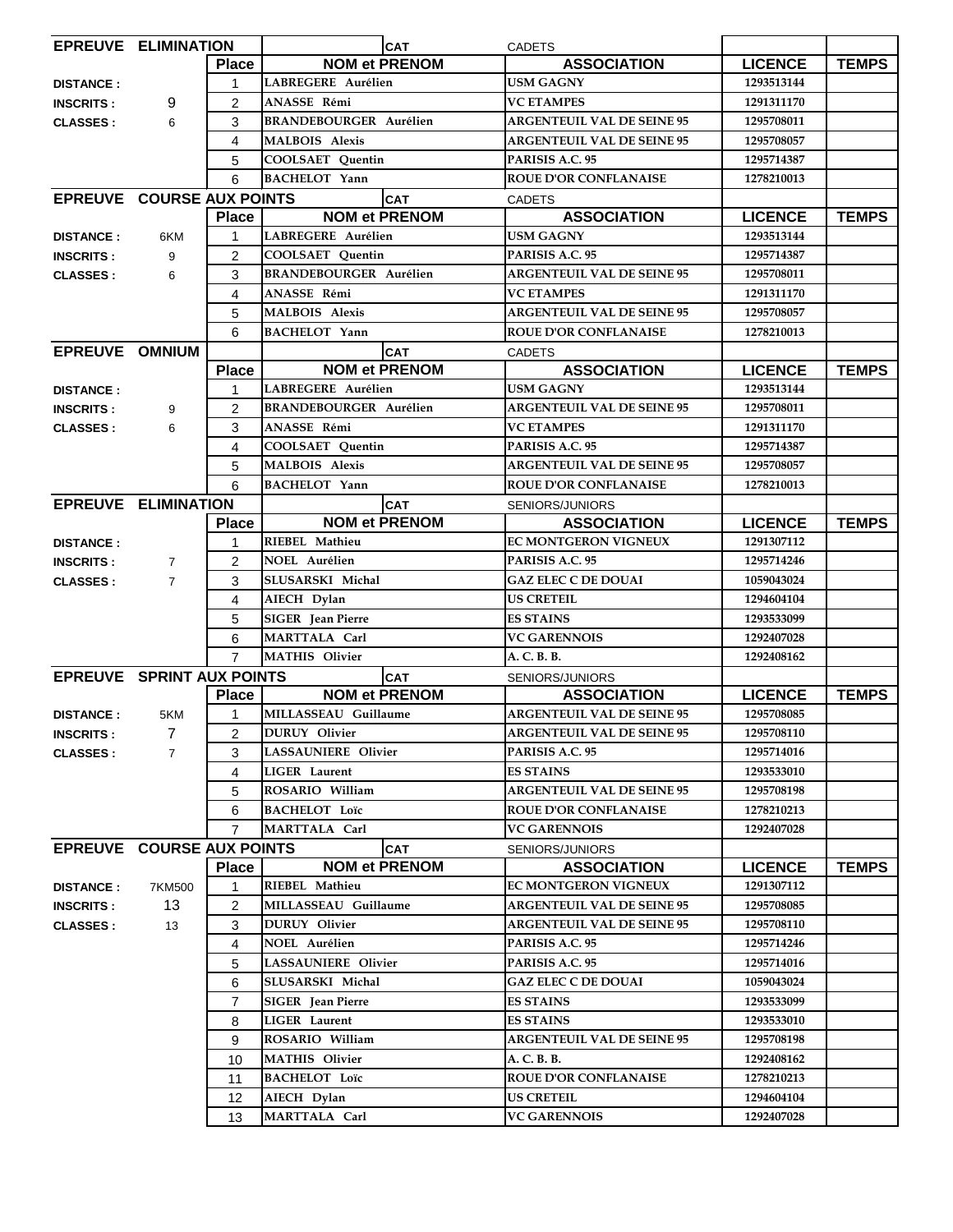| EPREUVE | ELIMINATION | | | CAT | CADETS | | |
|---|---|---|---|---|---|---|---|
| | | **Place** | **NOM et PRENOM** | | **ASSOCIATION** | **LICENCE** | **TEMPS** |
| **DISTANCE :** | | 1 | LABREGERE Aurélien | | USM GAGNY | 1293513144 | |
| **INSCRITS :** | 9 | 2 | ANASSE Rémi | | VC ETAMPES | 1291311170 | |
| **CLASSES :** | 6 | 3 | BRANDEBOURGER Aurélien | | ARGENTEUIL VAL DE SEINE 95 | 1295708011 | |
| | | 4 | MALBOIS Alexis | | ARGENTEUIL VAL DE SEINE 95 | 1295708057 | |
| | | 5 | COOLSAET Quentin | | PARISIS A.C. 95 | 1295714387 | |
| | | 6 | BACHELOT Yann | | ROUE D'OR CONFLANAISE | 1278210013 | |

| EPREUVE | COURSE AUX POINTS | | | CAT | CADETS | | |
|---|---|---|---|---|---|---|---|
| | | **Place** | **NOM et PRENOM** | | **ASSOCIATION** | **LICENCE** | **TEMPS** |
| **DISTANCE :** | 6KM | 1 | LABREGERE Aurélien | | USM GAGNY | 1293513144 | |
| **INSCRITS :** | 9 | 2 | COOLSAET Quentin | | PARISIS A.C. 95 | 1295714387 | |
| **CLASSES :** | 6 | 3 | BRANDEBOURGER Aurélien | | ARGENTEUIL VAL DE SEINE 95 | 1295708011 | |
| | | 4 | ANASSE Rémi | | VC ETAMPES | 1291311170 | |
| | | 5 | MALBOIS Alexis | | ARGENTEUIL VAL DE SEINE 95 | 1295708057 | |
| | | 6 | BACHELOT Yann | | ROUE D'OR CONFLANAISE | 1278210013 | |

| EPREUVE | OMNIUM | | | CAT | CADETS | | |
|---|---|---|---|---|---|---|---|
| | | **Place** | **NOM et PRENOM** | | **ASSOCIATION** | **LICENCE** | **TEMPS** |
| **DISTANCE :** | | 1 | LABREGERE Aurélien | | USM GAGNY | 1293513144 | |
| **INSCRITS :** | 9 | 2 | BRANDEBOURGER Aurélien | | ARGENTEUIL VAL DE SEINE 95 | 1295708011 | |
| **CLASSES :** | 6 | 3 | ANASSE Rémi | | VC ETAMPES | 1291311170 | |
| | | 4 | COOLSAET Quentin | | PARISIS A.C. 95 | 1295714387 | |
| | | 5 | MALBOIS Alexis | | ARGENTEUIL VAL DE SEINE 95 | 1295708057 | |
| | | 6 | BACHELOT Yann | | ROUE D'OR CONFLANAISE | 1278210013 | |

| EPREUVE | ELIMINATION | | | CAT | SENIORS/JUNIORS | | |
|---|---|---|---|---|---|---|---|
| | | **Place** | **NOM et PRENOM** | | **ASSOCIATION** | **LICENCE** | **TEMPS** |
| **DISTANCE :** | | 1 | RIEBEL Mathieu | | EC MONTGERON VIGNEUX | 1291307112 | |
| **INSCRITS :** | 7 | 2 | NOEL Aurélien | | PARISIS A.C. 95 | 1295714246 | |
| **CLASSES :** | 7 | 3 | SLUSARSKI Michal | | GAZ ELEC C DE DOUAI | 1059043024 | |
| | | 4 | AIECH Dylan | | US CRETEIL | 1294604104 | |
| | | 5 | SIGER Jean Pierre | | ES STAINS | 1293533099 | |
| | | 6 | MARTTALA Carl | | VC GARENNOIS | 1292407028 | |
| | | 7 | MATHIS Olivier | | A. C. B. B. | 1292408162 | |

| EPREUVE | SPRINT AUX POINTS | | | CAT | SENIORS/JUNIORS | | |
|---|---|---|---|---|---|---|---|
| | | **Place** | **NOM et PRENOM** | | **ASSOCIATION** | **LICENCE** | **TEMPS** |
| **DISTANCE :** | 5KM | 1 | MILLASSEAU Guillaume | | ARGENTEUIL VAL DE SEINE 95 | 1295708085 | |
| **INSCRITS :** | 7 | 2 | DURUY Olivier | | ARGENTEUIL VAL DE SEINE 95 | 1295708110 | |
| **CLASSES :** | 7 | 3 | LASSAUNIERE Olivier | | PARISIS A.C. 95 | 1295714016 | |
| | | 4 | LIGER Laurent | | ES STAINS | 1293533010 | |
| | | 5 | ROSARIO William | | ARGENTEUIL VAL DE SEINE 95 | 1295708198 | |
| | | 6 | BACHELOT Loïc | | ROUE D'OR CONFLANAISE | 1278210213 | |
| | | 7 | MARTTALA Carl | | VC GARENNOIS | 1292407028 | |

| EPREUVE | COURSE AUX POINTS | | | CAT | SENIORS/JUNIORS | | |
|---|---|---|---|---|---|---|---|
| | | **Place** | **NOM et PRENOM** | | **ASSOCIATION** | **LICENCE** | **TEMPS** |
| **DISTANCE :** | 7KM500 | 1 | RIEBEL Mathieu | | EC MONTGERON VIGNEUX | 1291307112 | |
| **INSCRITS :** | 13 | 2 | MILLASSEAU Guillaume | | ARGENTEUIL VAL DE SEINE 95 | 1295708085 | |
| **CLASSES :** | 13 | 3 | DURUY Olivier | | ARGENTEUIL VAL DE SEINE 95 | 1295708110 | |
| | | 4 | NOEL Aurélien | | PARISIS A.C. 95 | 1295714246 | |
| | | 5 | LASSAUNIERE Olivier | | PARISIS A.C. 95 | 1295714016 | |
| | | 6 | SLUSARSKI Michal | | GAZ ELEC C DE DOUAI | 1059043024 | |
| | | 7 | SIGER Jean Pierre | | ES STAINS | 1293533099 | |
| | | 8 | LIGER Laurent | | ES STAINS | 1293533010 | |
| | | 9 | ROSARIO William | | ARGENTEUIL VAL DE SEINE 95 | 1295708198 | |
| | | 10 | MATHIS Olivier | | A. C. B. B. | 1292408162 | |
| | | 11 | BACHELOT Loïc | | ROUE D'OR CONFLANAISE | 1278210213 | |
| | | 12 | AIECH Dylan | | US CRETEIL | 1294604104 | |
| | | 13 | MARTTALA Carl | | VC GARENNOIS | 1292407028 | |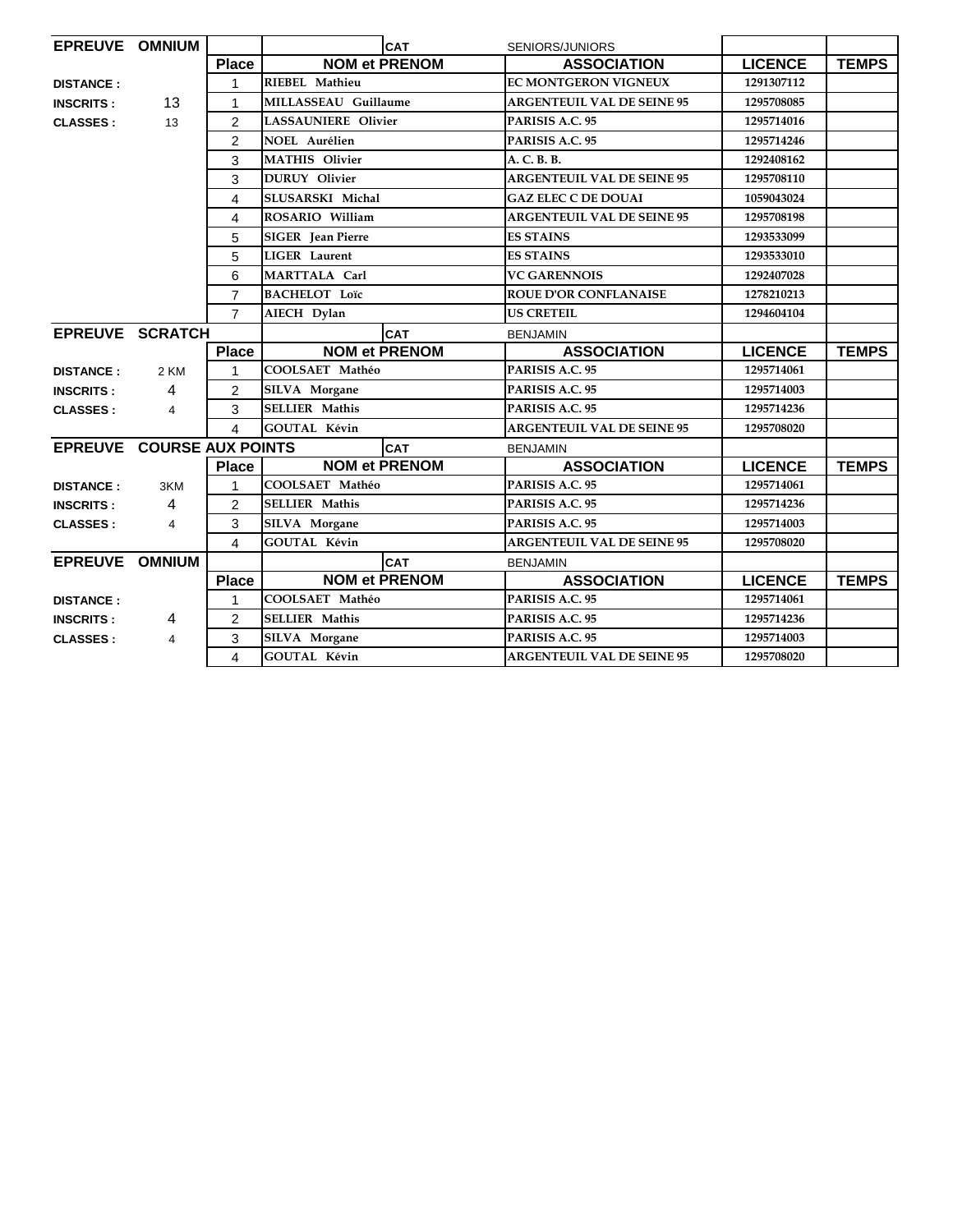| EPREUVE | OMNIUM | | | CAT | SENIORS/JUNIORS | | |
|---|---|---|---|---|---|---|---|
| | | Place | NOM et PRENOM | | ASSOCIATION | LICENCE | TEMPS |
| DISTANCE : | | 1 | RIEBEL Mathieu | | EC MONTGERON VIGNEUX | 1291307112 | |
| INSCRITS : | 13 | 1 | MILLASSEAU Guillaume | | ARGENTEUIL VAL DE SEINE 95 | 1295708085 | |
| CLASSES : | 13 | 2 | LASSAUNIERE Olivier | | PARISIS A.C. 95 | 1295714016 | |
| | | 2 | NOEL Aurélien | | PARISIS A.C. 95 | 1295714246 | |
| | | 3 | MATHIS Olivier | | A. C. B. B. | 1292408162 | |
| | | 3 | DURUY Olivier | | ARGENTEUIL VAL DE SEINE 95 | 1295708110 | |
| | | 4 | SLUSARSKI Michal | | GAZ ELEC C DE DOUAI | 1059043024 | |
| | | 4 | ROSARIO William | | ARGENTEUIL VAL DE SEINE 95 | 1295708198 | |
| | | 5 | SIGER Jean Pierre | | ES STAINS | 1293533099 | |
| | | 5 | LIGER Laurent | | ES STAINS | 1293533010 | |
| | | 6 | MARTTALA Carl | | VC GARENNOIS | 1292407028 | |
| | | 7 | BACHELOT Loïc | | ROUE D'OR CONFLANAISE | 1278210213 | |
| | | 7 | AIECH Dylan | | US CRETEIL | 1294604104 | |

| EPREUVE | SCRATCH | | | CAT | BENJAMIN | | |
|---|---|---|---|---|---|---|---|
| | | Place | NOM et PRENOM | | ASSOCIATION | LICENCE | TEMPS |
| DISTANCE : | 2 KM | 1 | COOLSAET Mathéo | | PARISIS A.C. 95 | 1295714061 | |
| INSCRITS : | 4 | 2 | SILVA Morgane | | PARISIS A.C. 95 | 1295714003 | |
| CLASSES : | 4 | 3 | SELLIER Mathis | | PARISIS A.C. 95 | 1295714236 | |
| | | 4 | GOUTAL Kévin | | ARGENTEUIL VAL DE SEINE 95 | 1295708020 | |

| EPREUVE | COURSE AUX POINTS | | | CAT | BENJAMIN | | |
|---|---|---|---|---|---|---|---|
| | | Place | NOM et PRENOM | | ASSOCIATION | LICENCE | TEMPS |
| DISTANCE : | 3KM | 1 | COOLSAET Mathéo | | PARISIS A.C. 95 | 1295714061 | |
| INSCRITS : | 4 | 2 | SELLIER Mathis | | PARISIS A.C. 95 | 1295714236 | |
| CLASSES : | 4 | 3 | SILVA Morgane | | PARISIS A.C. 95 | 1295714003 | |
| | | 4 | GOUTAL Kévin | | ARGENTEUIL VAL DE SEINE 95 | 1295708020 | |

| EPREUVE | OMNIUM | | | CAT | BENJAMIN | | |
|---|---|---|---|---|---|---|---|
| | | Place | NOM et PRENOM | | ASSOCIATION | LICENCE | TEMPS |
| DISTANCE : | | 1 | COOLSAET Mathéo | | PARISIS A.C. 95 | 1295714061 | |
| INSCRITS : | 4 | 2 | SELLIER Mathis | | PARISIS A.C. 95 | 1295714236 | |
| CLASSES : | 4 | 3 | SILVA Morgane | | PARISIS A.C. 95 | 1295714003 | |
| | | 4 | GOUTAL Kévin | | ARGENTEUIL VAL DE SEINE 95 | 1295708020 | |